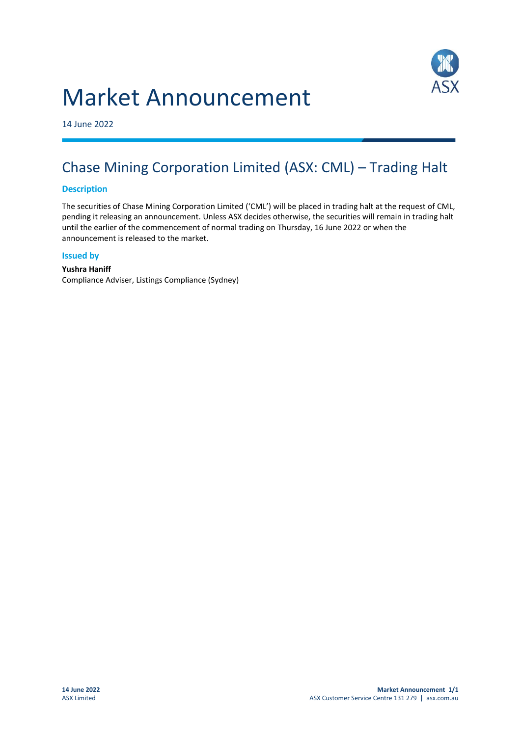# Market Announcement

14 June 2022

## Chase Mining Corporation Limited (ASX: CML) – Trading Halt

### Description

The securities of Chase Mining Corporation Limited ('CML') will be placed in trading halt at the request of CML, pending it releasing an announcement. Unless ASX decides otherwise, the securities will remain in trading halt until the earlier of the commencement of normal trading on Thursday, 16 June 2022 or when the announcement is released to the market.

### Issued by

**Yushra Haniff**
Compliance Adviser, Listings Compliance (Sydney)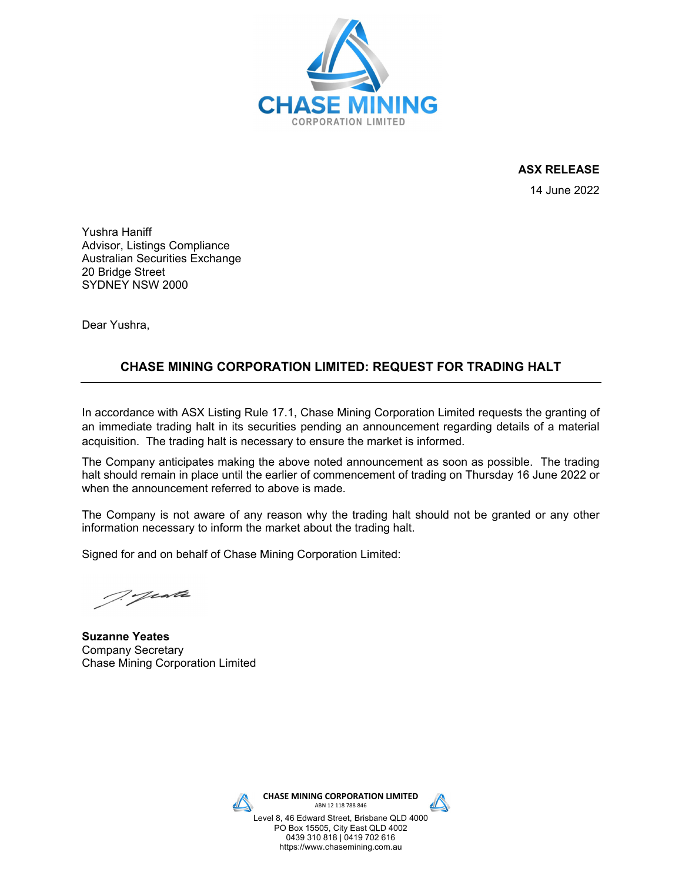CHASE MINING
CORPORATION LIMITED

**ASX RELEASE**

14 June 2022

Yushra Haniff
Advisor, Listings Compliance
Australian Securities Exchange
20 Bridge Street
SYDNEY NSW 2000

Dear Yushra,

## CHASE MINING CORPORATION LIMITED: REQUEST FOR TRADING HALT

In accordance with ASX Listing Rule 17.1, Chase Mining Corporation Limited requests the granting of an immediate trading halt in its securities pending an announcement regarding details of a material acquisition. The trading halt is necessary to ensure the market is informed.

The Company anticipates making the above noted announcement as soon as possible. The trading halt should remain in place until the earlier of commencement of trading on Thursday 16 June 2022 or when the announcement referred to above is made.

The Company is not aware of any reason why the trading halt should not be granted or any other information necessary to inform the market about the trading halt.

Signed for and on behalf of Chase Mining Corporation Limited:

**Suzanne Yeates**
Company Secretary
Chase Mining Corporation Limited

**CHASE MINING CORPORATION LIMITED**
ABN 12 118 788 846
Level 8, 46 Edward Street, Brisbane QLD 4000
PO Box 15505, City East QLD 4002
0439 310 818 | 0419 702 616
https://www.chasemining.com.au